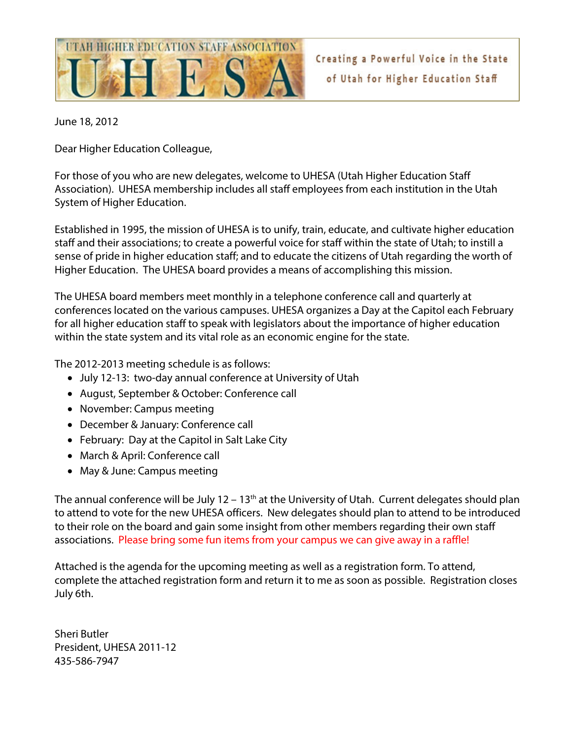UTAH HIGHER EDUCATION STAFF ASSOCIATION

# UHESA

Creating a Powerful Voice in the State of Utah for Higher Education Staff

June 18, 2012

Dear Higher Education Colleague,

For those of you who are new delegates, welcome to UHESA (Utah Higher Education Staff Association). UHESA membership includes all staff employees from each institution in the Utah System of Higher Education.

Established in 1995, the mission of UHESA is to unify, train, educate, and cultivate higher education staff and their associations; to create a powerful voice for staff within the state of Utah; to instill a sense of pride in higher education staff; and to educate the citizens of Utah regarding the worth of Higher Education. The UHESA board provides a means of accomplishing this mission.

The UHESA board members meet monthly in a telephone conference call and quarterly at conferences located on the various campuses. UHESA organizes a Day at the Capitol each February for all higher education staff to speak with legislators about the importance of higher education within the state system and its vital role as an economic engine for the state.

The 2012-2013 meeting schedule is as follows:

- July 12-13: two-day annual conference at University of Utah
- August, September & October: Conference call
- November: Campus meeting
- December & January: Conference call
- February: Day at the Capitol in Salt Lake City
- March & April: Conference call
- May & June: Campus meeting

The annual conference will be July 12 – 13th at the University of Utah. Current delegates should plan to attend to vote for the new UHESA officers. New delegates should plan to attend to be introduced to their role on the board and gain some insight from other members regarding their own staff associations. Please bring some fun items from your campus we can give away in a raffle!

Attached is the agenda for the upcoming meeting as well as a registration form. To attend, complete the attached registration form and return it to me as soon as possible. Registration closes July 6th.

Sheri Butler
President, UHESA 2011-12
435-586-7947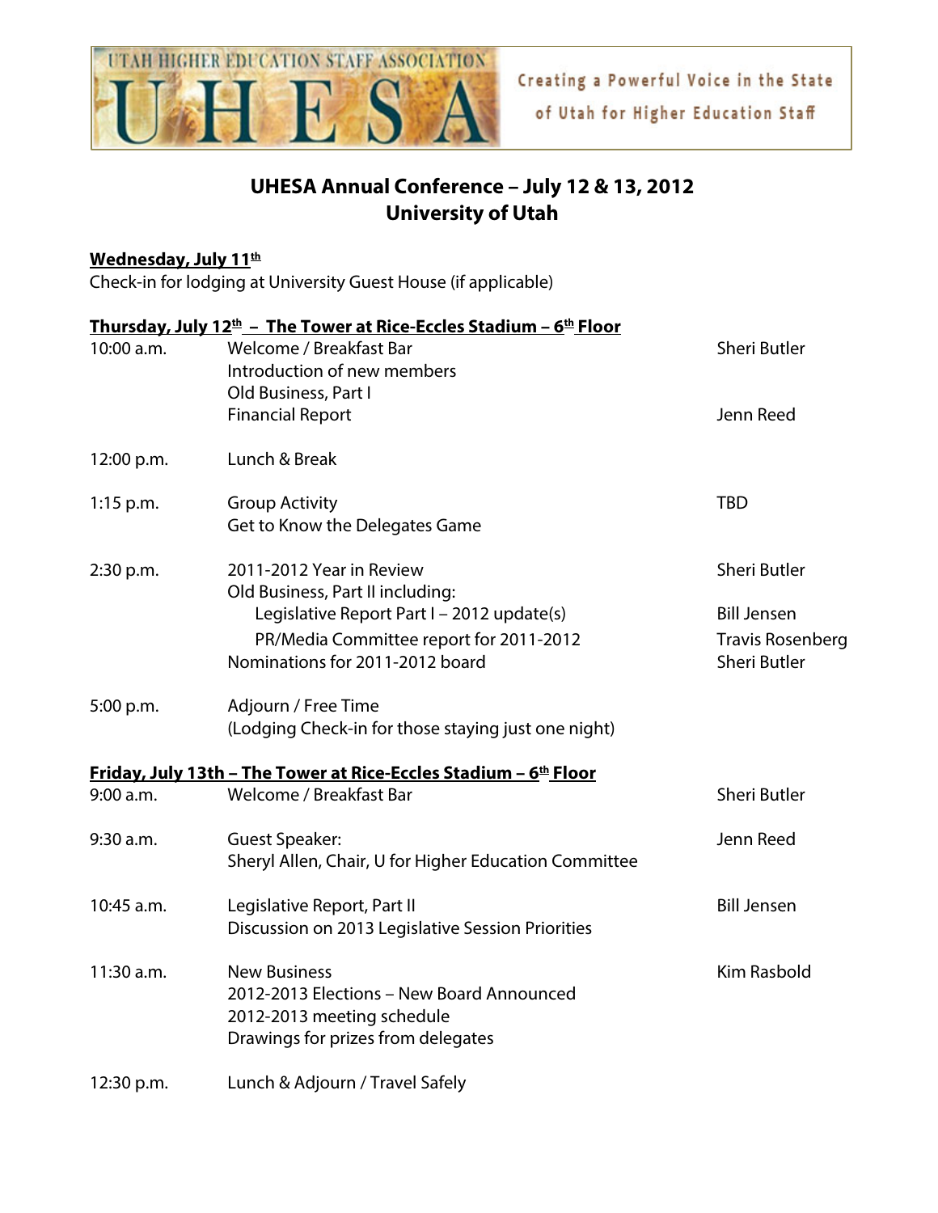UTAH HIGHER EDUCATION STAFF ASSOCIATION

UHESA

Creating a Powerful Voice in the State of Utah for Higher Education Staff

# UHESA Annual Conference – July 12 & 13, 2012
## University of Utah

**<u>Wednesday, July 11th</u>**

Check-in for lodging at University Guest House (if applicable)

**<u>Thursday, July 12th – The Tower at Rice-Eccles Stadium – 6th Floor</u>**

| Time | Session | Presenter |
|---|---|---|
| 10:00 a.m. | Welcome / Breakfast Bar | Sheri Butler |
| | Introduction of new members | |
| | Old Business, Part I | |
| | Financial Report | Jenn Reed |
| 12:00 p.m. | Lunch & Break | |
| 1:15 p.m. | Group Activity | TBD |
| | Get to Know the Delegates Game | |
| 2:30 p.m. | 2011-2012 Year in Review | Sheri Butler |
| | Old Business, Part II including: | |
| | Legislative Report Part I – 2012 update(s) | Bill Jensen |
| | PR/Media Committee report for 2011-2012 | Travis Rosenberg |
| | Nominations for 2011-2012 board | Sheri Butler |
| 5:00 p.m. | Adjourn / Free Time | |
| | (Lodging Check-in for those staying just one night) | |

**<u>Friday, July 13th – The Tower at Rice-Eccles Stadium – 6th Floor</u>**

| Time | Session | Presenter |
|---|---|---|
| 9:00 a.m. | Welcome / Breakfast Bar | Sheri Butler |
| 9:30 a.m. | Guest Speaker: | Jenn Reed |
| | Sheryl Allen, Chair, U for Higher Education Committee | |
| 10:45 a.m. | Legislative Report, Part II | Bill Jensen |
| | Discussion on 2013 Legislative Session Priorities | |
| 11:30 a.m. | New Business | Kim Rasbold |
| | 2012-2013 Elections – New Board Announced | |
| | 2012-2013 meeting schedule | |
| | Drawings for prizes from delegates | |
| 12:30 p.m. | Lunch & Adjourn / Travel Safely | |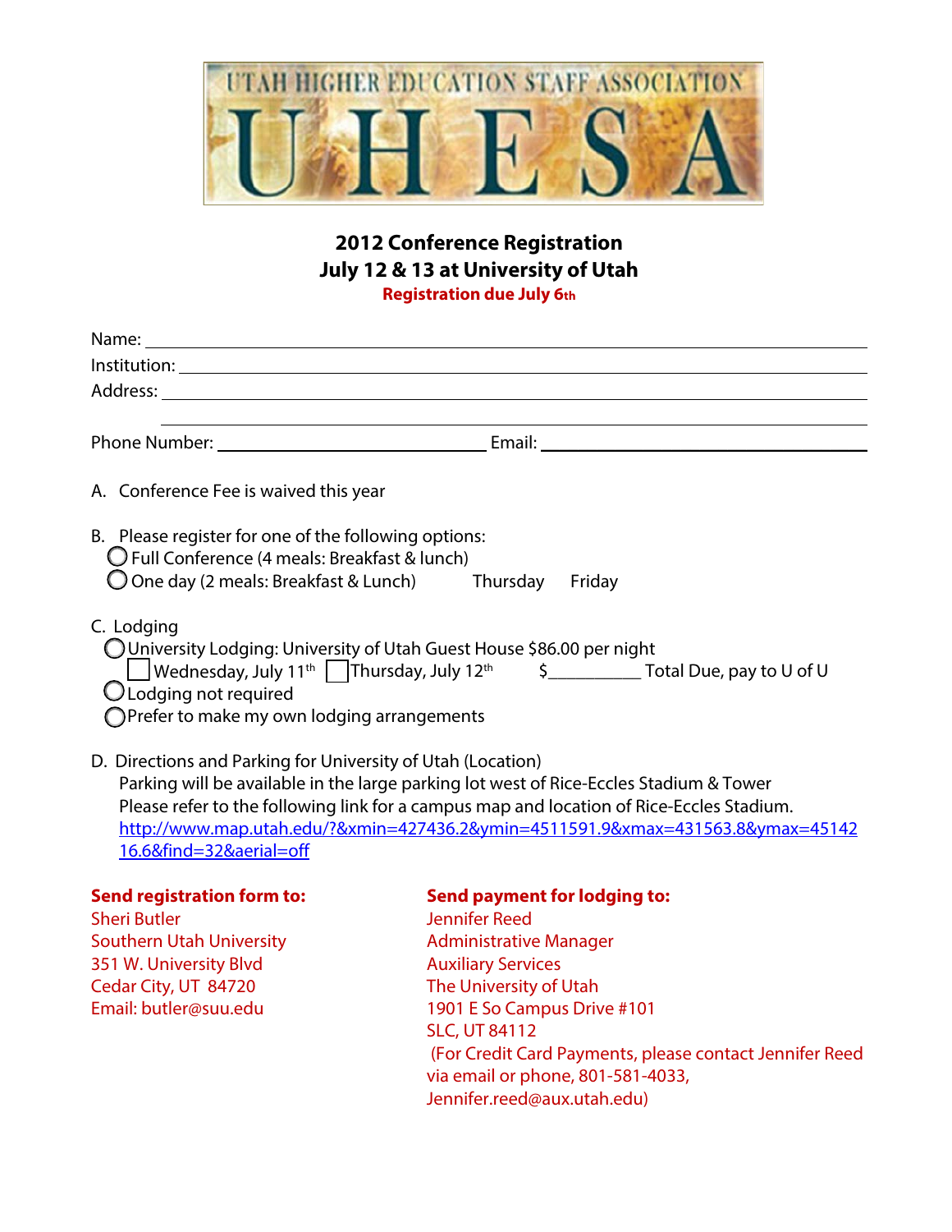UTAH HIGHER EDUCATION STAFF ASSOCIATION

# UHESA

## 2012 Conference Registration
## July 12 & 13 at University of Utah

**Registration due July 6th**

Name: ____________________________________________

Institution: ____________________________________________

Address: ____________________________________________

____________________________________________

Phone Number: ______________________ Email: ______________________

A. Conference Fee is waived this year

B. Please register for one of the following options:
- ◯ Full Conference (4 meals: Breakfast & lunch)
- ◯ One day (2 meals: Breakfast & Lunch)  Thursday  Friday

C. Lodging
- ◯ University Lodging: University of Utah Guest House $86.00 per night
  - ☐ Wednesday, July 11th ☐ Thursday, July 12th  $__________ Total Due, pay to U of U
- ◯ Lodging not required
- ◯ Prefer to make my own lodging arrangements

D. Directions and Parking for University of Utah (Location)
Parking will be available in the large parking lot west of Rice-Eccles Stadium & Tower
Please refer to the following link for a campus map and location of Rice-Eccles Stadium.
http://www.map.utah.edu/?&xmin=427436.2&ymin=4511591.9&xmax=431563.8&ymax=4514216.6&find=32&aerial=off

**Send registration form to:**
Sheri Butler
Southern Utah University
351 W. University Blvd
Cedar City, UT 84720
Email: butler@suu.edu

**Send payment for lodging to:**
Jennifer Reed
Administrative Manager
Auxiliary Services
The University of Utah
1901 E So Campus Drive #101
SLC, UT 84112
(For Credit Card Payments, please contact Jennifer Reed via email or phone, 801-581-4033, Jennifer.reed@aux.utah.edu)